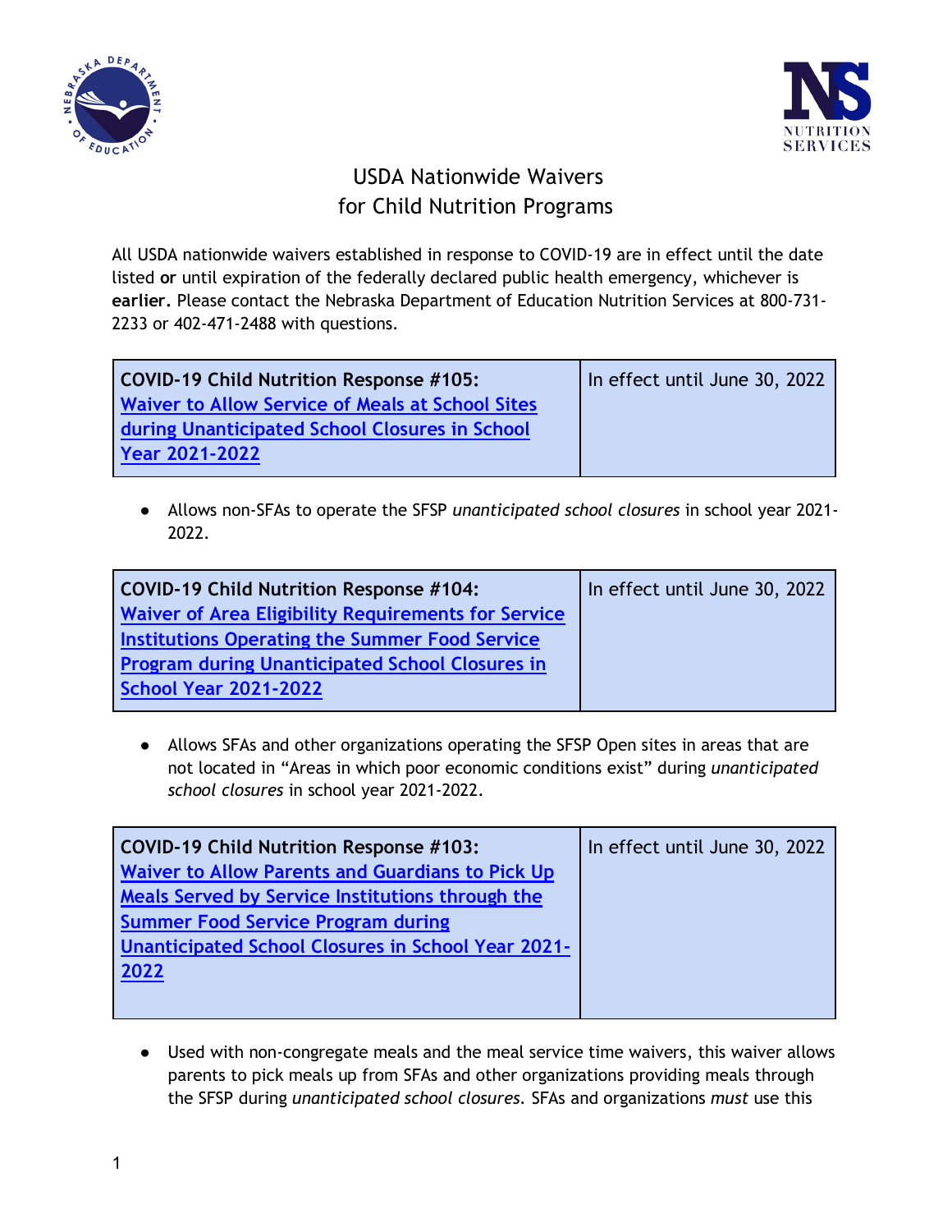# USDA Nationwide Waivers for Child Nutrition Programs

All USDA nationwide waivers established in response to COVID-19 are in effect until the date listed **or** until expiration of the federally declared public health emergency, whichever is **earlier.** Please contact the Nebraska Department of Education Nutrition Services at 800-731-2233 or 402-471-2488 with questions.

| **COVID-19 Child Nutrition Response #105:** **Waiver to Allow Service of Meals at School Sites during Unanticipated School Closures in School Year 2021-2022** | In effect until June 30, 2022 |
|---|---|

- Allows non-SFAs to operate the SFSP *unanticipated school closures* in school year 2021-2022.

| **COVID-19 Child Nutrition Response #104:** **Waiver of Area Eligibility Requirements for Service Institutions Operating the Summer Food Service Program during Unanticipated School Closures in School Year 2021-2022** | In effect until June 30, 2022 |
|---|---|

- Allows SFAs and other organizations operating the SFSP Open sites in areas that are not located in "Areas in which poor economic conditions exist" during *unanticipated school closures* in school year 2021-2022.

| **COVID-19 Child Nutrition Response #103:** **Waiver to Allow Parents and Guardians to Pick Up Meals Served by Service Institutions through the Summer Food Service Program during Unanticipated School Closures in School Year 2021-2022** | In effect until June 30, 2022 |
|---|---|

- Used with non-congregate meals and the meal service time waivers, this waiver allows parents to pick meals up from SFAs and other organizations providing meals through the SFSP during *unanticipated school closures.* SFAs and organizations *must* use this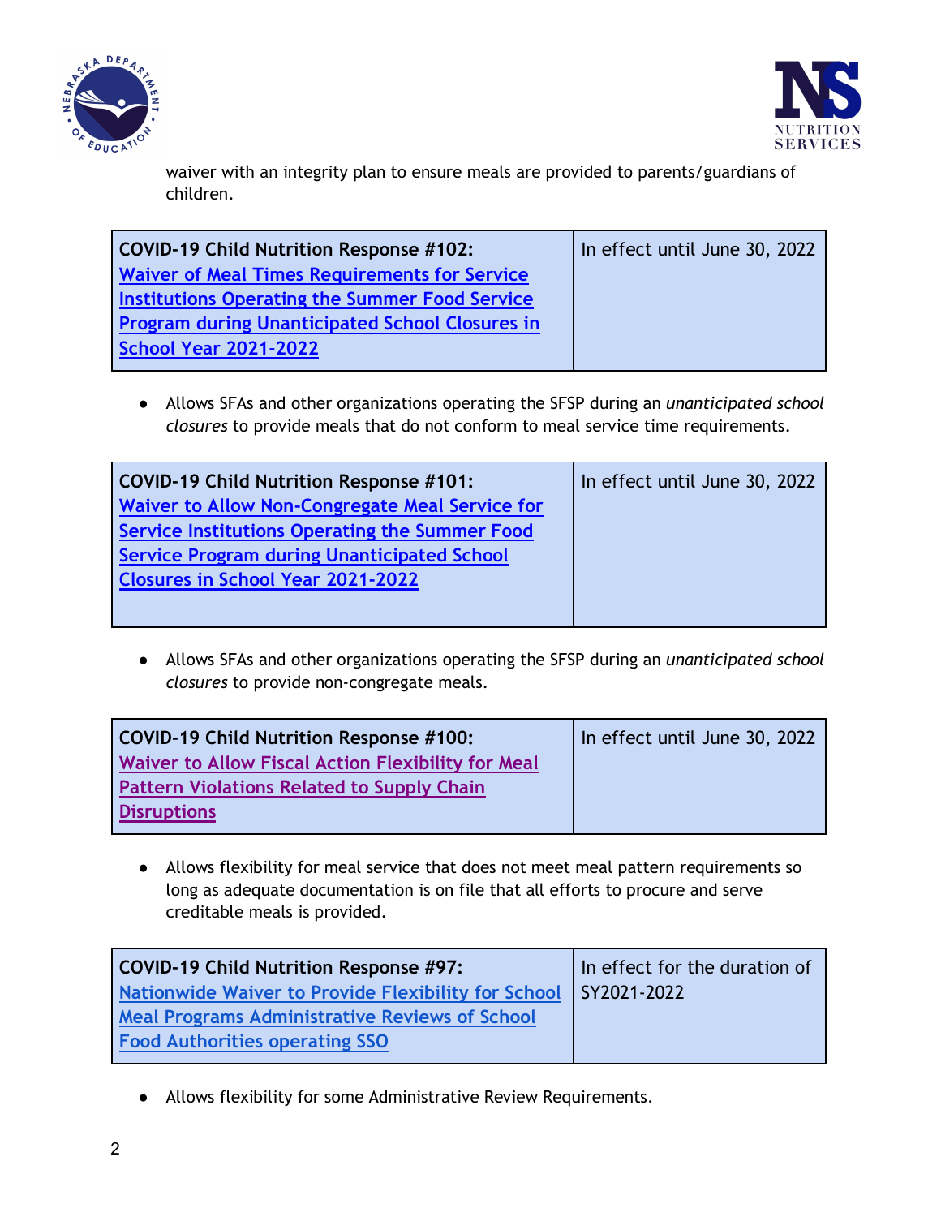waiver with an integrity plan to ensure meals are provided to parents/guardians of children.

| **COVID-19 Child Nutrition Response #102:** Waiver of Meal Times Requirements for Service Institutions Operating the Summer Food Service Program during Unanticipated School Closures in School Year 2021-2022 | In effect until June 30, 2022 |
| --- | --- |

- Allows SFAs and other organizations operating the SFSP during an *unanticipated school closures* to provide meals that do not conform to meal service time requirements.

| **COVID-19 Child Nutrition Response #101:** Waiver to Allow Non-Congregate Meal Service for Service Institutions Operating the Summer Food Service Program during Unanticipated School Closures in School Year 2021-2022 | In effect until June 30, 2022 |
| --- | --- |

- Allows SFAs and other organizations operating the SFSP during an *unanticipated school closures* to provide non-congregate meals.

| **COVID-19 Child Nutrition Response #100:** Waiver to Allow Fiscal Action Flexibility for Meal Pattern Violations Related to Supply Chain Disruptions | In effect until June 30, 2022 |
| --- | --- |

- Allows flexibility for meal service that does not meet meal pattern requirements so long as adequate documentation is on file that all efforts to procure and serve creditable meals is provided.

| **COVID-19 Child Nutrition Response #97:** Nationwide Waiver to Provide Flexibility for School Meal Programs Administrative Reviews of School Food Authorities operating SSO | In effect for the duration of SY2021-2022 |
| --- | --- |

- Allows flexibility for some Administrative Review Requirements.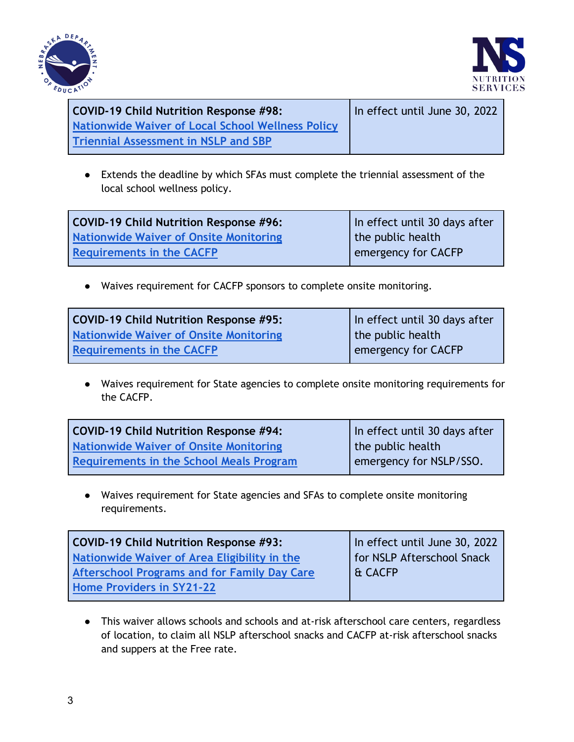| COVID-19 Child Nutrition Response #98: Nationwide Waiver of Local School Wellness Policy Triennial Assessment in NSLP and SBP | In effect until June 30, 2022 |
|---|---|

- Extends the deadline by which SFAs must complete the triennial assessment of the local school wellness policy.

| COVID-19 Child Nutrition Response #96: Nationwide Waiver of Onsite Monitoring Requirements in the CACFP | In effect until 30 days after the public health emergency for CACFP |
|---|---|

- Waives requirement for CACFP sponsors to complete onsite monitoring.

| COVID-19 Child Nutrition Response #95: Nationwide Waiver of Onsite Monitoring Requirements in the CACFP | In effect until 30 days after the public health emergency for CACFP |
|---|---|

- Waives requirement for State agencies to complete onsite monitoring requirements for the CACFP.

| COVID-19 Child Nutrition Response #94: Nationwide Waiver of Onsite Monitoring Requirements in the School Meals Program | In effect until 30 days after the public health emergency for NSLP/SSO. |
|---|---|

- Waives requirement for State agencies and SFAs to complete onsite monitoring requirements.

| COVID-19 Child Nutrition Response #93: Nationwide Waiver of Area Eligibility in the Afterschool Programs and for Family Day Care Home Providers in SY21-22 | In effect until June 30, 2022 for NSLP Afterschool Snack & CACFP |
|---|---|

- This waiver allows schools and schools and at-risk afterschool care centers, regardless of location, to claim all NSLP afterschool snacks and CACFP at-risk afterschool snacks and suppers at the Free rate.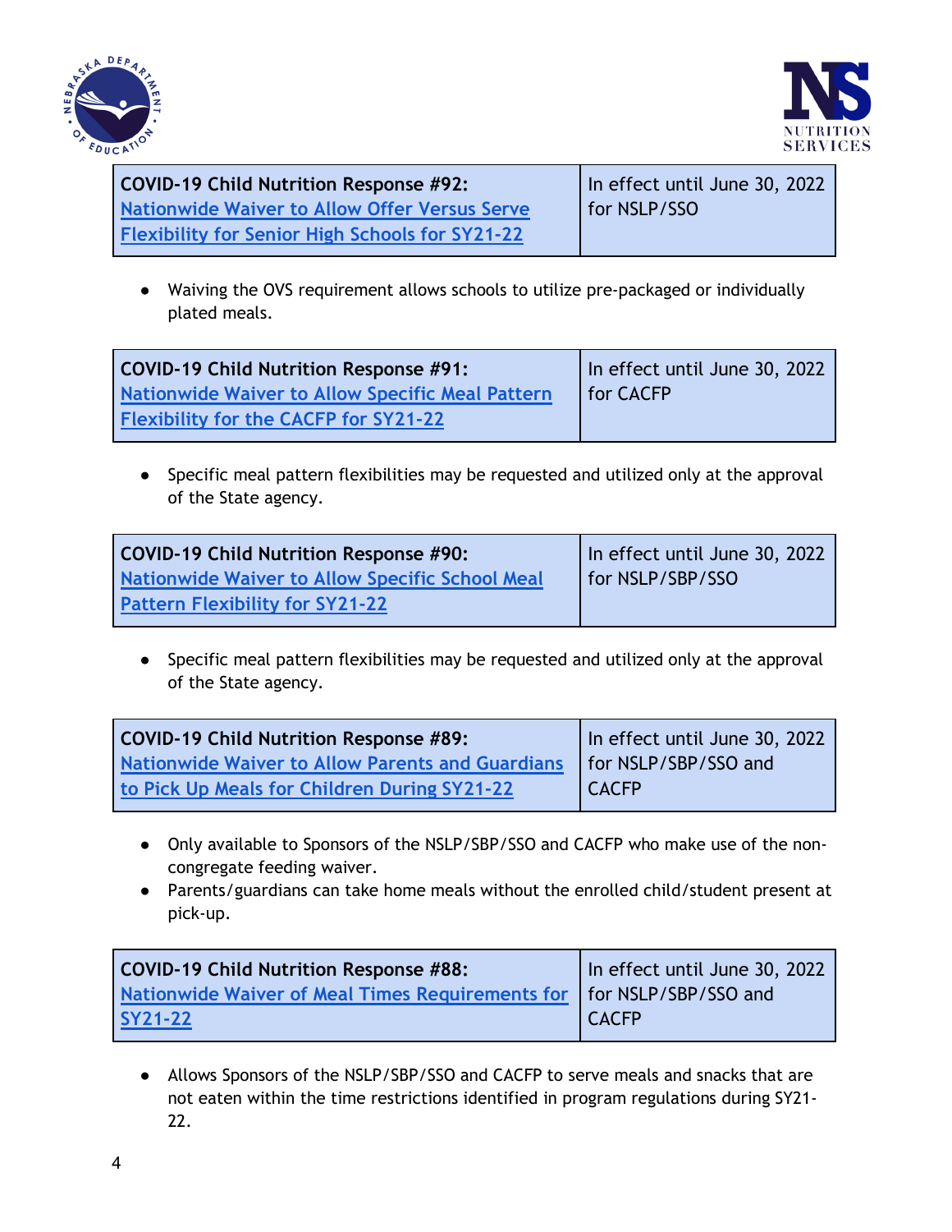| COVID-19 Child Nutrition Response #92: Nationwide Waiver to Allow Offer Versus Serve Flexibility for Senior High Schools for SY21-22 | In effect until June 30, 2022 for NSLP/SSO |
|---|---|

- Waiving the OVS requirement allows schools to utilize pre-packaged or individually plated meals.

| COVID-19 Child Nutrition Response #91: Nationwide Waiver to Allow Specific Meal Pattern Flexibility for the CACFP for SY21-22 | In effect until June 30, 2022 for CACFP |
|---|---|

- Specific meal pattern flexibilities may be requested and utilized only at the approval of the State agency.

| COVID-19 Child Nutrition Response #90: Nationwide Waiver to Allow Specific School Meal Pattern Flexibility for SY21-22 | In effect until June 30, 2022 for NSLP/SBP/SSO |
|---|---|

- Specific meal pattern flexibilities may be requested and utilized only at the approval of the State agency.

| COVID-19 Child Nutrition Response #89: Nationwide Waiver to Allow Parents and Guardians to Pick Up Meals for Children During SY21-22 | In effect until June 30, 2022 for NSLP/SBP/SSO and CACFP |
|---|---|

- Only available to Sponsors of the NSLP/SBP/SSO and CACFP who make use of the non-congregate feeding waiver.
- Parents/guardians can take home meals without the enrolled child/student present at pick-up.

| COVID-19 Child Nutrition Response #88: Nationwide Waiver of Meal Times Requirements for SY21-22 | In effect until June 30, 2022 for NSLP/SBP/SSO and CACFP |
|---|---|

- Allows Sponsors of the NSLP/SBP/SSO and CACFP to serve meals and snacks that are not eaten within the time restrictions identified in program regulations during SY21-22.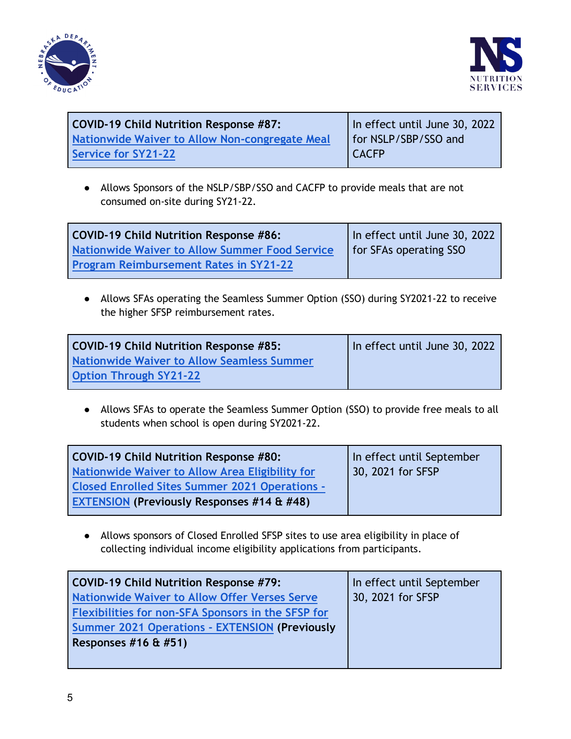| **COVID-19 Child Nutrition Response #87:** Nationwide Waiver to Allow Non-congregate Meal Service for SY21-22 | In effect until June 30, 2022 for NSLP/SBP/SSO and CACFP |
|---|---|

- Allows Sponsors of the NSLP/SBP/SSO and CACFP to provide meals that are not consumed on-site during SY21-22.

| **COVID-19 Child Nutrition Response #86:** Nationwide Waiver to Allow Summer Food Service Program Reimbursement Rates in SY21-22 | In effect until June 30, 2022 for SFAs operating SSO |
|---|---|

- Allows SFAs operating the Seamless Summer Option (SSO) during SY2021-22 to receive the higher SFSP reimbursement rates.

| **COVID-19 Child Nutrition Response #85:** Nationwide Waiver to Allow Seamless Summer Option Through SY21-22 | In effect until June 30, 2022 |
|---|---|

- Allows SFAs to operate the Seamless Summer Option (SSO) to provide free meals to all students when school is open during SY2021-22.

| **COVID-19 Child Nutrition Response #80:** Nationwide Waiver to Allow Area Eligibility for Closed Enrolled Sites Summer 2021 Operations - EXTENSION **(Previously Responses #14 & #48)** | In effect until September 30, 2021 for SFSP |
|---|---|

- Allows sponsors of Closed Enrolled SFSP sites to use area eligibility in place of collecting individual income eligibility applications from participants.

| **COVID-19 Child Nutrition Response #79:** Nationwide Waiver to Allow Offer Verses Serve Flexibilities for non-SFA Sponsors in the SFSP for Summer 2021 Operations - EXTENSION **(Previously Responses #16 & #51)** | In effect until September 30, 2021 for SFSP |
|---|---|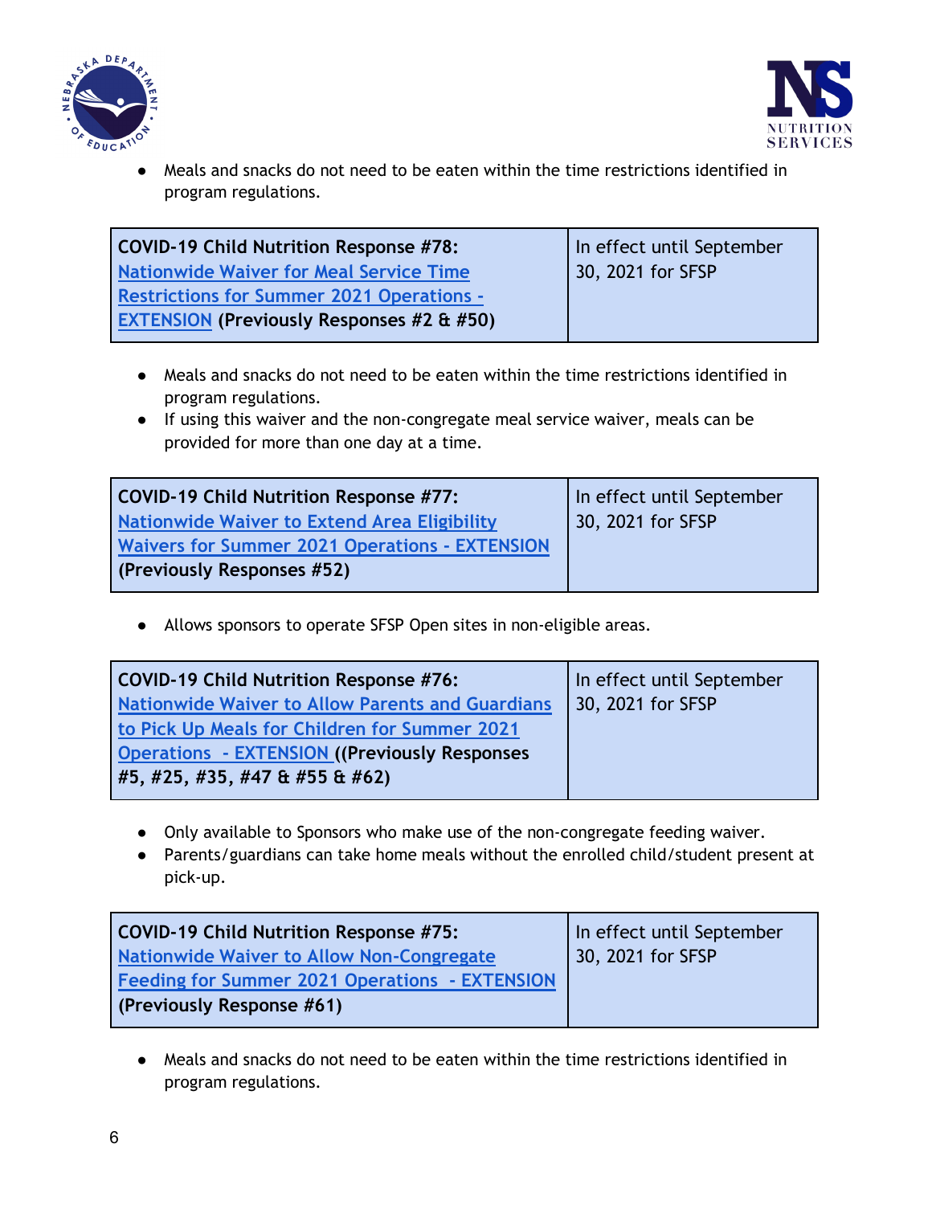- Meals and snacks do not need to be eaten within the time restrictions identified in program regulations.

| **COVID-19 Child Nutrition Response #78:** Nationwide Waiver for Meal Service Time Restrictions for Summer 2021 Operations - EXTENSION **(Previously Responses #2 & #50)** | In effect until September 30, 2021 for SFSP |
| --- | --- |

- Meals and snacks do not need to be eaten within the time restrictions identified in program regulations.
- If using this waiver and the non-congregate meal service waiver, meals can be provided for more than one day at a time.

| **COVID-19 Child Nutrition Response #77:** Nationwide Waiver to Extend Area Eligibility Waivers for Summer 2021 Operations - EXTENSION **(Previously Responses #52)** | In effect until September 30, 2021 for SFSP |
| --- | --- |

- Allows sponsors to operate SFSP Open sites in non-eligible areas.

| **COVID-19 Child Nutrition Response #76:** Nationwide Waiver to Allow Parents and Guardians to Pick Up Meals for Children for Summer 2021 Operations - EXTENSION **((Previously Responses #5, #25, #35, #47 & #55 & #62)** | In effect until September 30, 2021 for SFSP |
| --- | --- |

- Only available to Sponsors who make use of the non-congregate feeding waiver.
- Parents/guardians can take home meals without the enrolled child/student present at pick-up.

| **COVID-19 Child Nutrition Response #75:** Nationwide Waiver to Allow Non-Congregate Feeding for Summer 2021 Operations - EXTENSION **(Previously Response #61)** | In effect until September 30, 2021 for SFSP |
| --- | --- |

- Meals and snacks do not need to be eaten within the time restrictions identified in program regulations.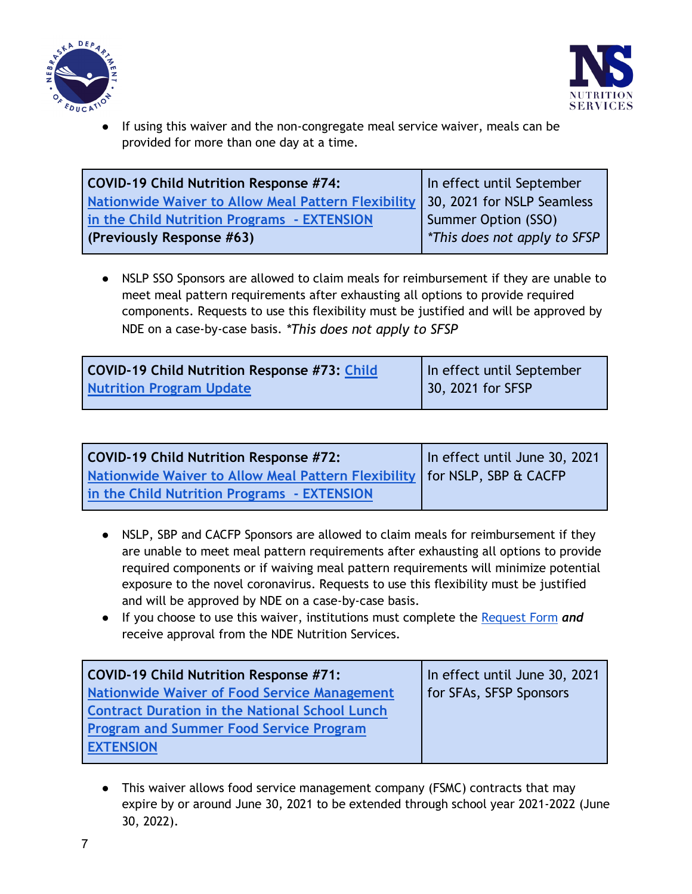- If using this waiver and the non-congregate meal service waiver, meals can be provided for more than one day at a time.

| **COVID-19 Child Nutrition Response #74:** Nationwide Waiver to Allow Meal Pattern Flexibility in the Child Nutrition Programs - EXTENSION **(Previously Response #63)** | In effect until September 30, 2021 for NSLP Seamless Summer Option (SSO) *\*This does not apply to SFSP* |
|---|---|

- NSLP SSO Sponsors are allowed to claim meals for reimbursement if they are unable to meet meal pattern requirements after exhausting all options to provide required components. Requests to use this flexibility must be justified and will be approved by NDE on a case-by-case basis. *\*This does not apply to SFSP*

| **COVID-19 Child Nutrition Response #73:** Child Nutrition Program Update | In effect until September 30, 2021 for SFSP |
|---|---|

| **COVID-19 Child Nutrition Response #72:** Nationwide Waiver to Allow Meal Pattern Flexibility in the Child Nutrition Programs - EXTENSION | In effect until June 30, 2021 for NSLP, SBP & CACFP |
|---|---|

- NSLP, SBP and CACFP Sponsors are allowed to claim meals for reimbursement if they are unable to meet meal pattern requirements after exhausting all options to provide required components or if waiving meal pattern requirements will minimize potential exposure to the novel coronavirus. Requests to use this flexibility must be justified and will be approved by NDE on a case-by-case basis.
- If you choose to use this waiver, institutions must complete the Request Form ***and*** receive approval from the NDE Nutrition Services.

| **COVID-19 Child Nutrition Response #71:** Nationwide Waiver of Food Service Management Contract Duration in the National School Lunch Program and Summer Food Service Program EXTENSION | In effect until June 30, 2021 for SFAs, SFSP Sponsors |
|---|---|

- This waiver allows food service management company (FSMC) contracts that may expire by or around June 30, 2021 to be extended through school year 2021-2022 (June 30, 2022).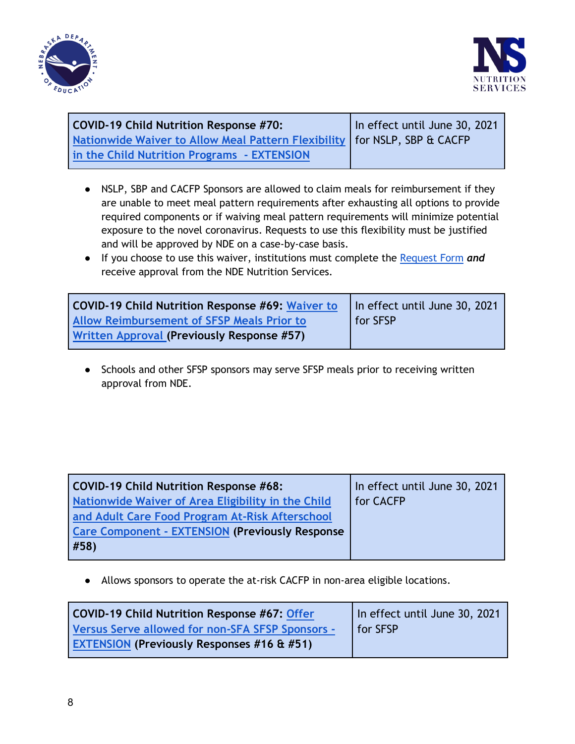| COVID-19 Child Nutrition Response #70: Nationwide Waiver to Allow Meal Pattern Flexibility in the Child Nutrition Programs - EXTENSION | In effect until June 30, 2021 for NSLP, SBP & CACFP |
|---|---|

- NSLP, SBP and CACFP Sponsors are allowed to claim meals for reimbursement if they are unable to meet meal pattern requirements after exhausting all options to provide required components or if waiving meal pattern requirements will minimize potential exposure to the novel coronavirus. Requests to use this flexibility must be justified and will be approved by NDE on a case-by-case basis.
- If you choose to use this waiver, institutions must complete the Request Form ***and*** receive approval from the NDE Nutrition Services.

| COVID-19 Child Nutrition Response #69: Waiver to Allow Reimbursement of SFSP Meals Prior to Written Approval (Previously Response #57) | In effect until June 30, 2021 for SFSP |
|---|---|

- Schools and other SFSP sponsors may serve SFSP meals prior to receiving written approval from NDE.

| COVID-19 Child Nutrition Response #68: Nationwide Waiver of Area Eligibility in the Child and Adult Care Food Program At-Risk Afterschool Care Component - EXTENSION (Previously Response #58) | In effect until June 30, 2021 for CACFP |
|---|---|

- Allows sponsors to operate the at-risk CACFP in non-area eligible locations.

| COVID-19 Child Nutrition Response #67: Offer Versus Serve allowed for non-SFA SFSP Sponsors - EXTENSION (Previously Responses #16 & #51) | In effect until June 30, 2021 for SFSP |
|---|---|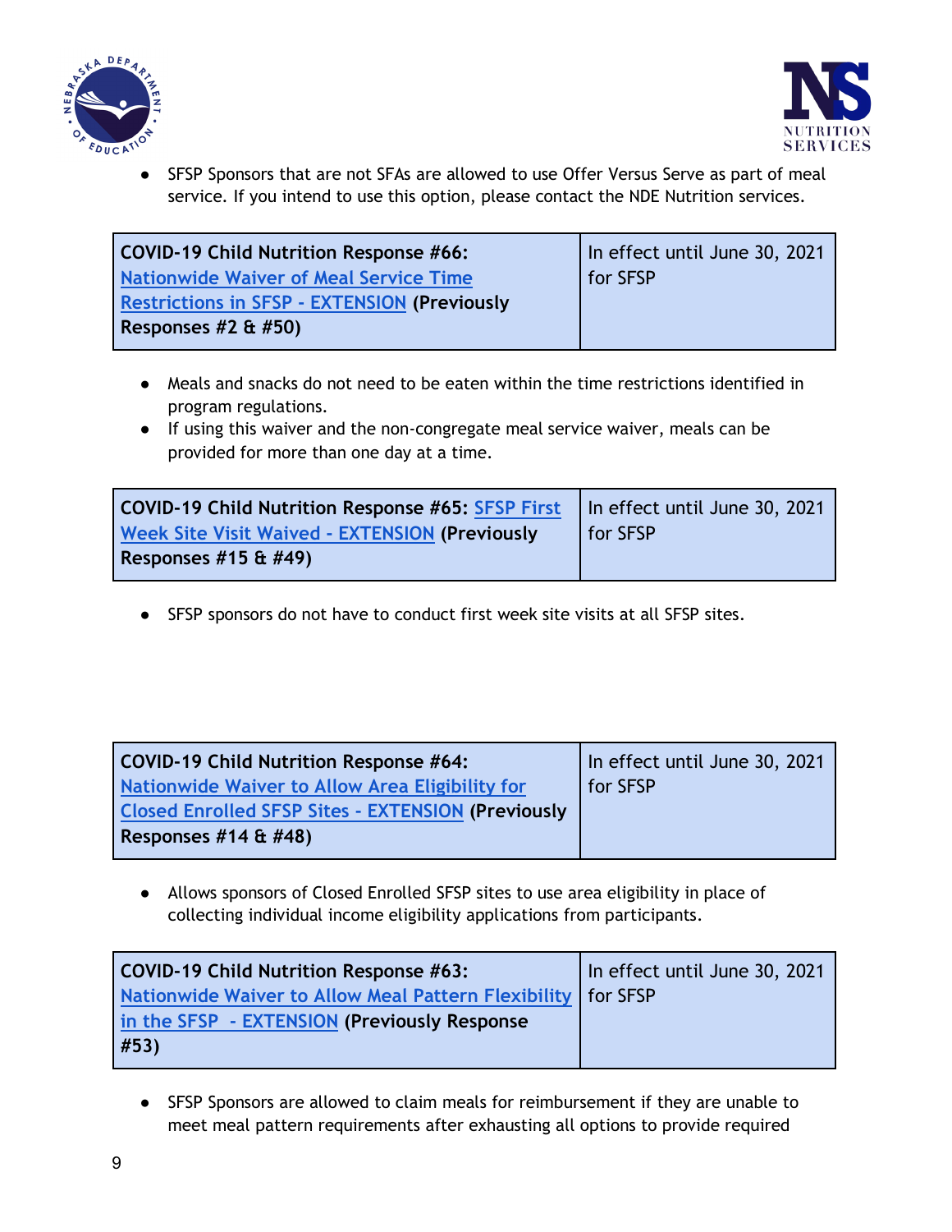- SFSP Sponsors that are not SFAs are allowed to use Offer Versus Serve as part of meal service. If you intend to use this option, please contact the NDE Nutrition services.

| **COVID-19 Child Nutrition Response #66:** Nationwide Waiver of Meal Service Time Restrictions in SFSP - EXTENSION **(Previously Responses #2 & #50)** | In effect until June 30, 2021 for SFSP |
|---|---|

- Meals and snacks do not need to be eaten within the time restrictions identified in program regulations.
- If using this waiver and the non-congregate meal service waiver, meals can be provided for more than one day at a time.

| **COVID-19 Child Nutrition Response #65:** SFSP First Week Site Visit Waived - EXTENSION **(Previously Responses #15 & #49)** | In effect until June 30, 2021 for SFSP |
|---|---|

- SFSP sponsors do not have to conduct first week site visits at all SFSP sites.

| **COVID-19 Child Nutrition Response #64:** Nationwide Waiver to Allow Area Eligibility for Closed Enrolled SFSP Sites - EXTENSION **(Previously Responses #14 & #48)** | In effect until June 30, 2021 for SFSP |
|---|---|

- Allows sponsors of Closed Enrolled SFSP sites to use area eligibility in place of collecting individual income eligibility applications from participants.

| **COVID-19 Child Nutrition Response #63:** Nationwide Waiver to Allow Meal Pattern Flexibility in the SFSP - EXTENSION **(Previously Response #53)** | In effect until June 30, 2021 for SFSP |
|---|---|

- SFSP Sponsors are allowed to claim meals for reimbursement if they are unable to meet meal pattern requirements after exhausting all options to provide required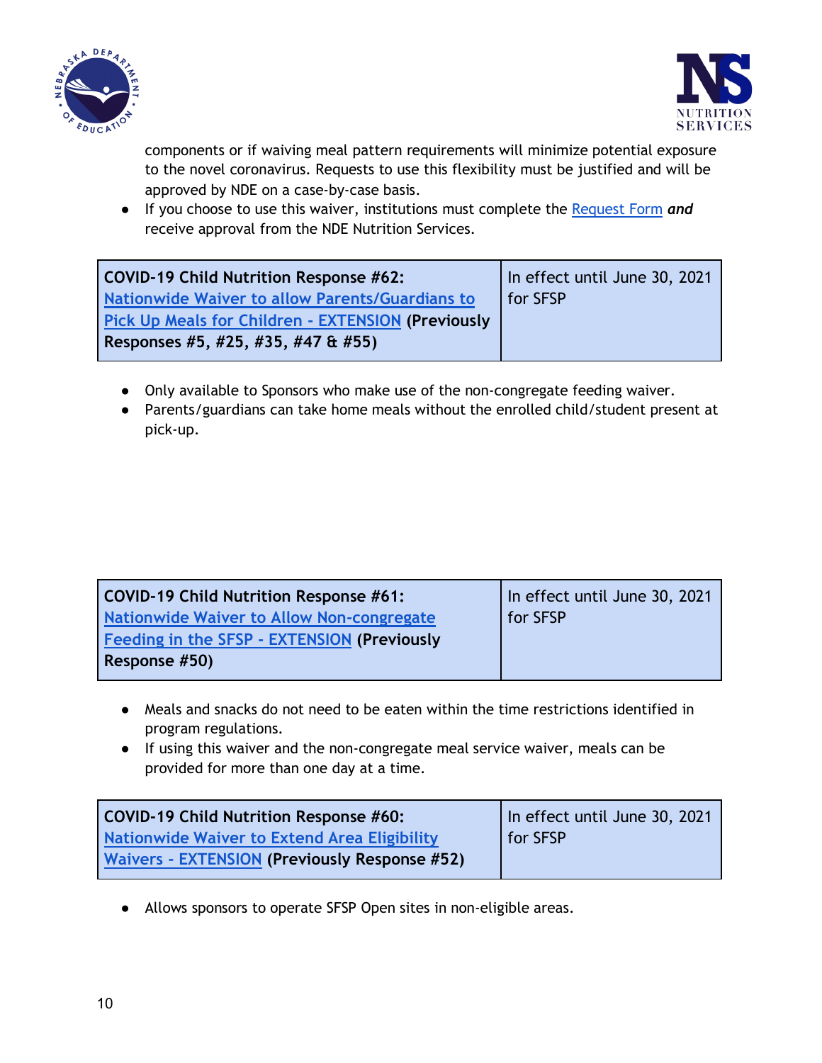components or if waiving meal pattern requirements will minimize potential exposure to the novel coronavirus. Requests to use this flexibility must be justified and will be approved by NDE on a case-by-case basis.

- If you choose to use this waiver, institutions must complete the Request Form ***and*** receive approval from the NDE Nutrition Services.

| **COVID-19 Child Nutrition Response #62:** Nationwide Waiver to allow Parents/Guardians to Pick Up Meals for Children - EXTENSION **(Previously Responses #5, #25, #35, #47 & #55)** | In effect until June 30, 2021 for SFSP |
|---|---|

- Only available to Sponsors who make use of the non-congregate feeding waiver.
- Parents/guardians can take home meals without the enrolled child/student present at pick-up.

| **COVID-19 Child Nutrition Response #61:** Nationwide Waiver to Allow Non-congregate Feeding in the SFSP - EXTENSION **(Previously Response #50)** | In effect until June 30, 2021 for SFSP |
|---|---|

- Meals and snacks do not need to be eaten within the time restrictions identified in program regulations.
- If using this waiver and the non-congregate meal service waiver, meals can be provided for more than one day at a time.

| **COVID-19 Child Nutrition Response #60:** Nationwide Waiver to Extend Area Eligibility Waivers - EXTENSION **(Previously Response #52)** | In effect until June 30, 2021 for SFSP |
|---|---|

- Allows sponsors to operate SFSP Open sites in non-eligible areas.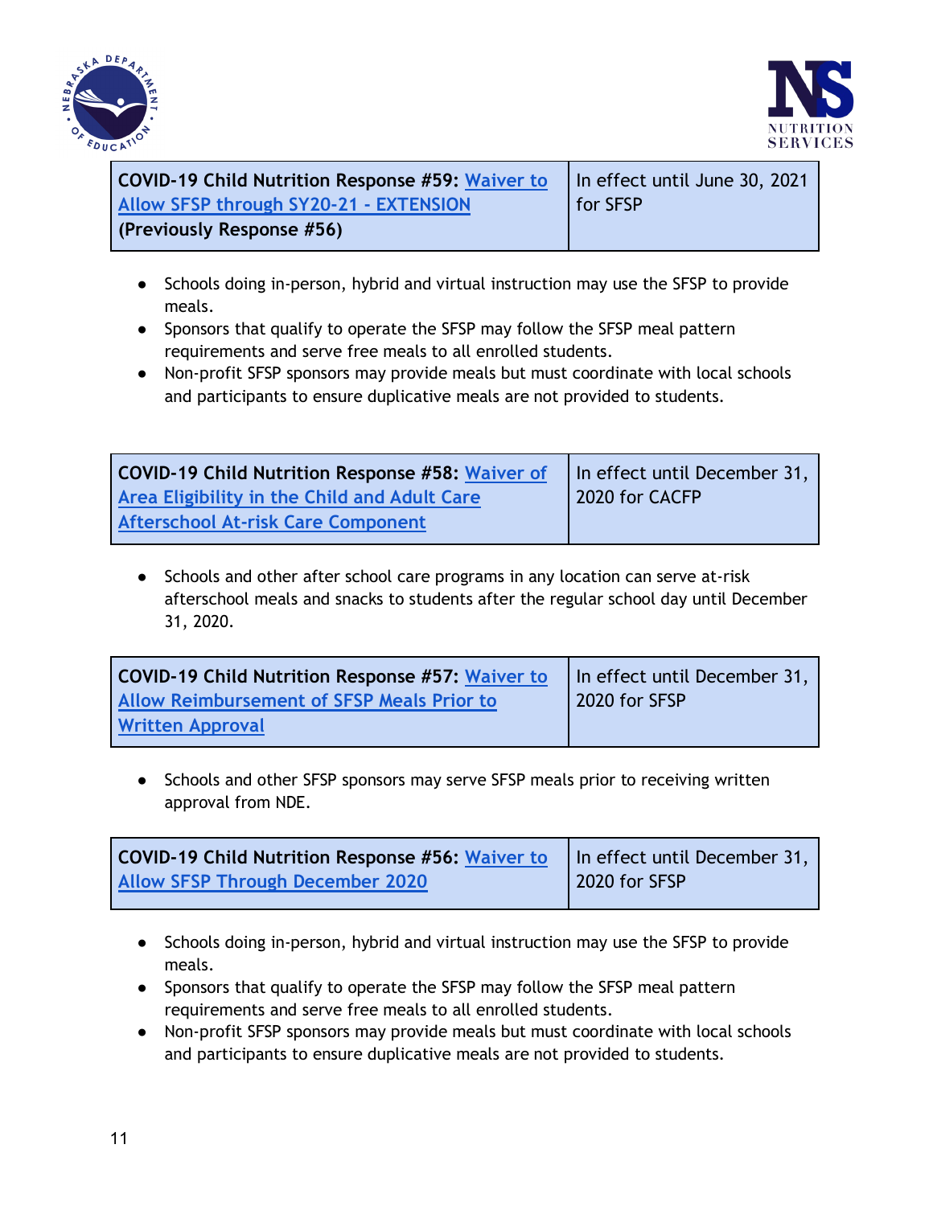| **COVID-19 Child Nutrition Response #59:** Waiver to Allow SFSP through SY20-21 - EXTENSION **(Previously Response #56)** | In effect until June 30, 2021 for SFSP |
|---|---|

- Schools doing in-person, hybrid and virtual instruction may use the SFSP to provide meals.
- Sponsors that qualify to operate the SFSP may follow the SFSP meal pattern requirements and serve free meals to all enrolled students.
- Non-profit SFSP sponsors may provide meals but must coordinate with local schools and participants to ensure duplicative meals are not provided to students.

| **COVID-19 Child Nutrition Response #58:** Waiver of Area Eligibility in the Child and Adult Care Afterschool At-risk Care Component | In effect until December 31, 2020 for CACFP |
|---|---|

- Schools and other after school care programs in any location can serve at-risk afterschool meals and snacks to students after the regular school day until December 31, 2020.

| **COVID-19 Child Nutrition Response #57:** Waiver to Allow Reimbursement of SFSP Meals Prior to Written Approval | In effect until December 31, 2020 for SFSP |
|---|---|

- Schools and other SFSP sponsors may serve SFSP meals prior to receiving written approval from NDE.

| **COVID-19 Child Nutrition Response #56:** Waiver to Allow SFSP Through December 2020 | In effect until December 31, 2020 for SFSP |
|---|---|

- Schools doing in-person, hybrid and virtual instruction may use the SFSP to provide meals.
- Sponsors that qualify to operate the SFSP may follow the SFSP meal pattern requirements and serve free meals to all enrolled students.
- Non-profit SFSP sponsors may provide meals but must coordinate with local schools and participants to ensure duplicative meals are not provided to students.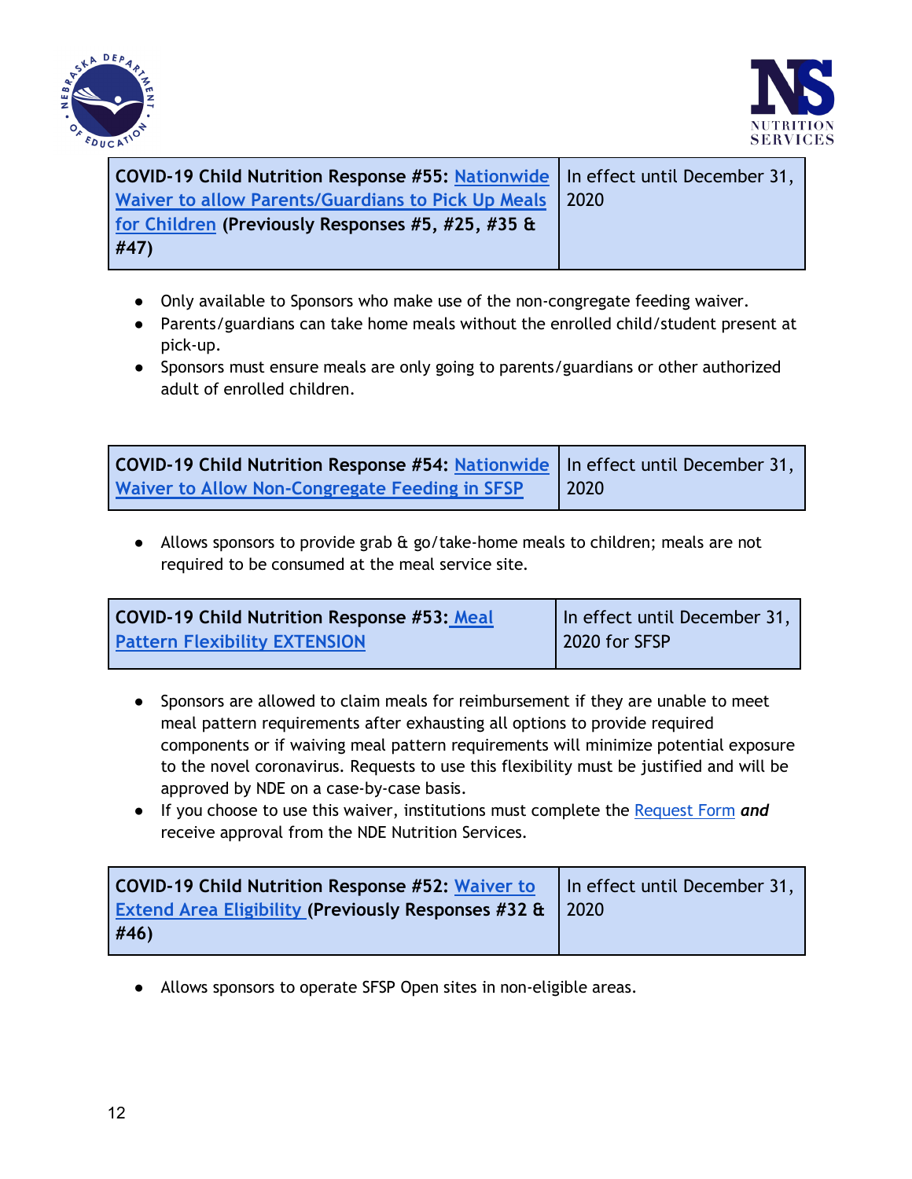| **COVID-19 Child Nutrition Response #55:** Nationwide Waiver to allow Parents/Guardians to Pick Up Meals for Children **(Previously Responses #5, #25, #35 & #47)** | In effect until December 31, 2020 |
|---|---|

- Only available to Sponsors who make use of the non-congregate feeding waiver.
- Parents/guardians can take home meals without the enrolled child/student present at pick-up.
- Sponsors must ensure meals are only going to parents/guardians or other authorized adult of enrolled children.

| **COVID-19 Child Nutrition Response #54:** Nationwide Waiver to Allow Non-Congregate Feeding in SFSP | In effect until December 31, 2020 |
|---|---|

- Allows sponsors to provide grab & go/take-home meals to children; meals are not required to be consumed at the meal service site.

| **COVID-19 Child Nutrition Response #53:** Meal Pattern Flexibility EXTENSION | In effect until December 31, 2020 for SFSP |
|---|---|

- Sponsors are allowed to claim meals for reimbursement if they are unable to meet meal pattern requirements after exhausting all options to provide required components or if waiving meal pattern requirements will minimize potential exposure to the novel coronavirus. Requests to use this flexibility must be justified and will be approved by NDE on a case-by-case basis.
- If you choose to use this waiver, institutions must complete the Request Form ***and*** receive approval from the NDE Nutrition Services.

| **COVID-19 Child Nutrition Response #52:** Waiver to Extend Area Eligibility **(Previously Responses #32 & #46)** | In effect until December 31, 2020 |
|---|---|

- Allows sponsors to operate SFSP Open sites in non-eligible areas.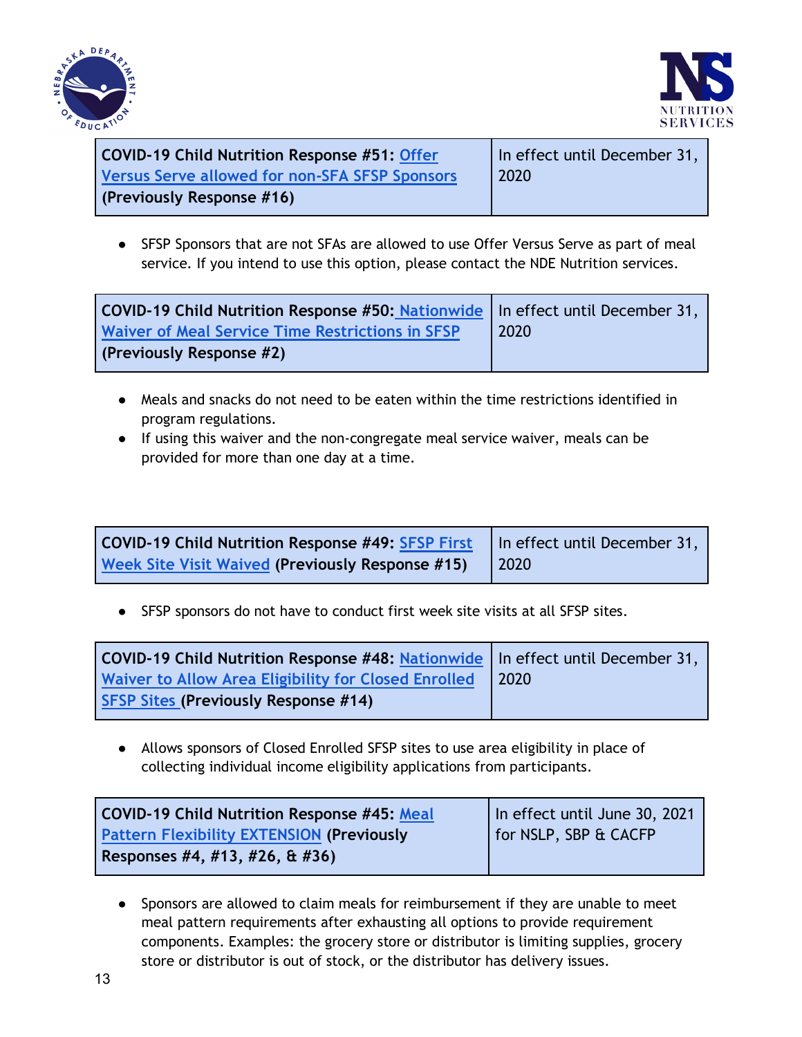| COVID-19 Child Nutrition Response #51: Offer Versus Serve allowed for non-SFA SFSP Sponsors (Previously Response #16) | In effect until December 31, 2020 |
| --- | --- |

- SFSP Sponsors that are not SFAs are allowed to use Offer Versus Serve as part of meal service. If you intend to use this option, please contact the NDE Nutrition services.

| COVID-19 Child Nutrition Response #50: Nationwide Waiver of Meal Service Time Restrictions in SFSP (Previously Response #2) | In effect until December 31, 2020 |
| --- | --- |

- Meals and snacks do not need to be eaten within the time restrictions identified in program regulations.
- If using this waiver and the non-congregate meal service waiver, meals can be provided for more than one day at a time.

| COVID-19 Child Nutrition Response #49: SFSP First Week Site Visit Waived (Previously Response #15) | In effect until December 31, 2020 |
| --- | --- |

- SFSP sponsors do not have to conduct first week site visits at all SFSP sites.

| COVID-19 Child Nutrition Response #48: Nationwide Waiver to Allow Area Eligibility for Closed Enrolled SFSP Sites (Previously Response #14) | In effect until December 31, 2020 |
| --- | --- |

- Allows sponsors of Closed Enrolled SFSP sites to use area eligibility in place of collecting individual income eligibility applications from participants.

| COVID-19 Child Nutrition Response #45: Meal Pattern Flexibility EXTENSION (Previously Responses #4, #13, #26, & #36) | In effect until June 30, 2021 for NSLP, SBP & CACFP |
| --- | --- |

- Sponsors are allowed to claim meals for reimbursement if they are unable to meet meal pattern requirements after exhausting all options to provide requirement components. Examples: the grocery store or distributor is limiting supplies, grocery store or distributor is out of stock, or the distributor has delivery issues.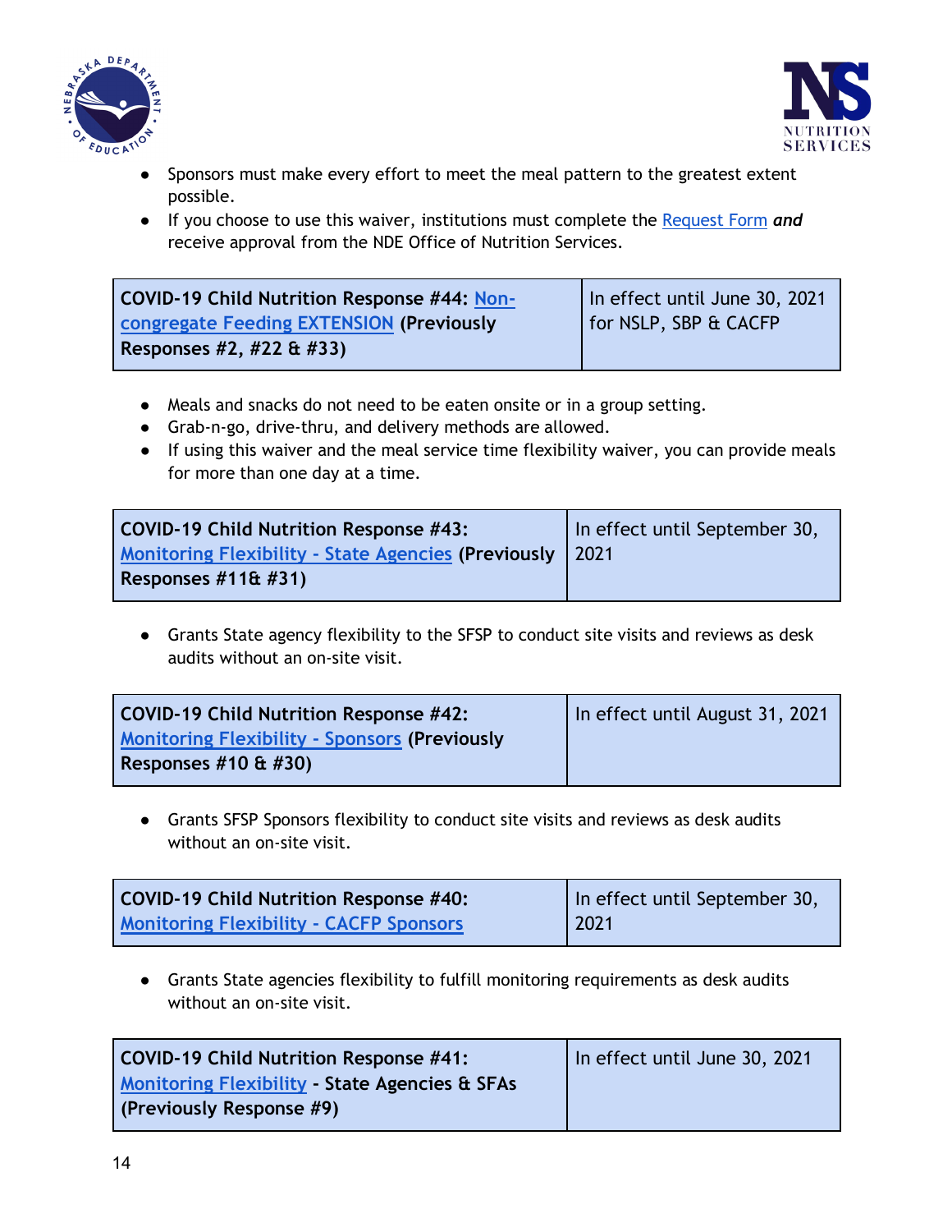- Sponsors must make every effort to meet the meal pattern to the greatest extent possible.
- If you choose to use this waiver, institutions must complete the Request Form ***and*** receive approval from the NDE Office of Nutrition Services.

| **COVID-19 Child Nutrition Response #44: Non-congregate Feeding EXTENSION (Previously Responses #2, #22 & #33)** | In effect until June 30, 2021 for NSLP, SBP & CACFP |
|---|---|

- Meals and snacks do not need to be eaten onsite or in a group setting.
- Grab-n-go, drive-thru, and delivery methods are allowed.
- If using this waiver and the meal service time flexibility waiver, you can provide meals for more than one day at a time.

| **COVID-19 Child Nutrition Response #43: Monitoring Flexibility - State Agencies (Previously Responses #11& #31)** | In effect until September 30, 2021 |
|---|---|

- Grants State agency flexibility to the SFSP to conduct site visits and reviews as desk audits without an on-site visit.

| **COVID-19 Child Nutrition Response #42: Monitoring Flexibility - Sponsors (Previously Responses #10 & #30)** | In effect until August 31, 2021 |
|---|---|

- Grants SFSP Sponsors flexibility to conduct site visits and reviews as desk audits without an on-site visit.

| **COVID-19 Child Nutrition Response #40: Monitoring Flexibility - CACFP Sponsors** | In effect until September 30, 2021 |
|---|---|

- Grants State agencies flexibility to fulfill monitoring requirements as desk audits without an on-site visit.

| **COVID-19 Child Nutrition Response #41: Monitoring Flexibility - State Agencies & SFAs (Previously Response #9)** | In effect until June 30, 2021 |
|---|---|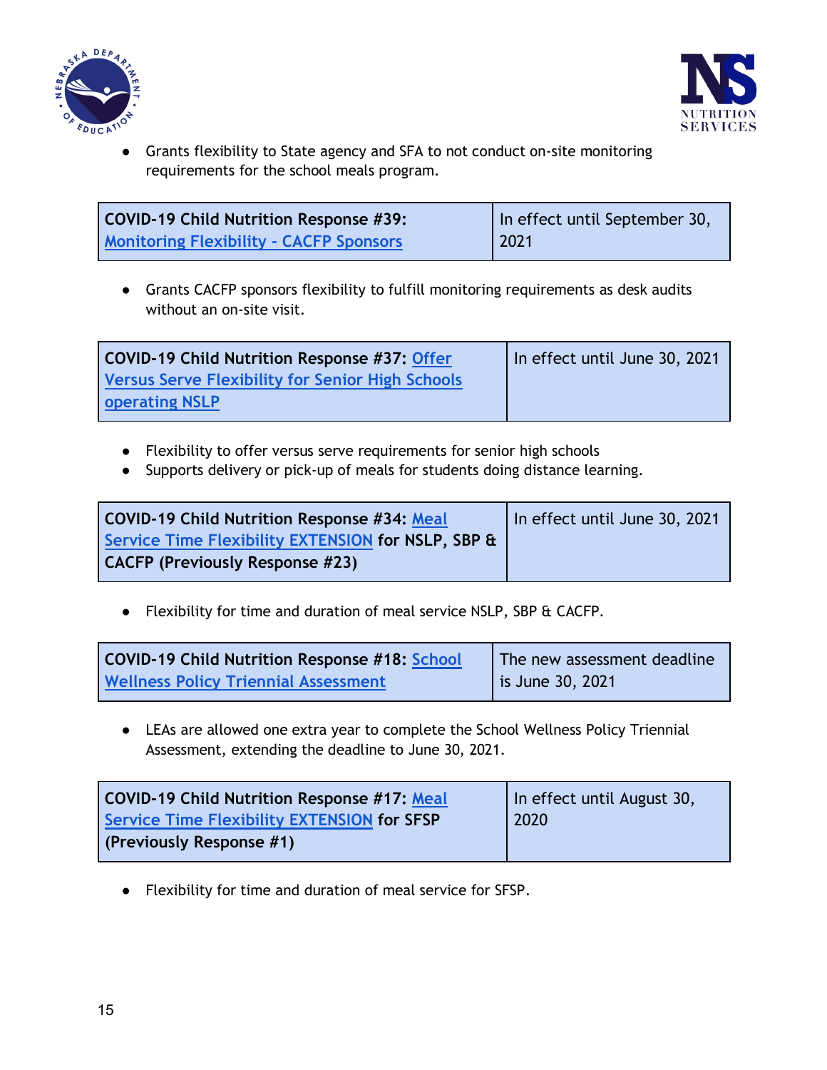- Grants flexibility to State agency and SFA to not conduct on-site monitoring requirements for the school meals program.

| **COVID-19 Child Nutrition Response #39:** Monitoring Flexibility - CACFP Sponsors | In effect until September 30, 2021 |
|---|---|

- Grants CACFP sponsors flexibility to fulfill monitoring requirements as desk audits without an on-site visit.

| **COVID-19 Child Nutrition Response #37:** Offer Versus Serve Flexibility for Senior High Schools operating NSLP | In effect until June 30, 2021 |
|---|---|

- Flexibility to offer versus serve requirements for senior high schools
- Supports delivery or pick-up of meals for students doing distance learning.

| **COVID-19 Child Nutrition Response #34:** Meal Service Time Flexibility EXTENSION **for NSLP, SBP & CACFP (Previously Response #23)** | In effect until June 30, 2021 |
|---|---|

- Flexibility for time and duration of meal service NSLP, SBP & CACFP.

| **COVID-19 Child Nutrition Response #18:** School Wellness Policy Triennial Assessment | The new assessment deadline is June 30, 2021 |
|---|---|

- LEAs are allowed one extra year to complete the School Wellness Policy Triennial Assessment, extending the deadline to June 30, 2021.

| **COVID-19 Child Nutrition Response #17:** Meal Service Time Flexibility EXTENSION **for SFSP (Previously Response #1)** | In effect until August 30, 2020 |
|---|---|

- Flexibility for time and duration of meal service for SFSP.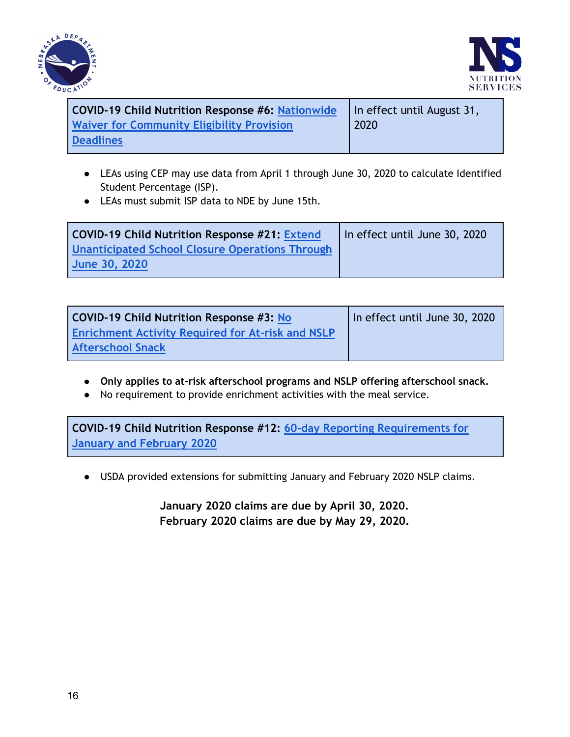| | |
|---|---|
| **COVID-19 Child Nutrition Response #6:** Nationwide Waiver for Community Eligibility Provision Deadlines | In effect until August 31, 2020 |

- LEAs using CEP may use data from April 1 through June 30, 2020 to calculate Identified Student Percentage (ISP).
- LEAs must submit ISP data to NDE by June 15th.

| | |
|---|---|
| **COVID-19 Child Nutrition Response #21:** Extend Unanticipated School Closure Operations Through June 30, 2020 | In effect until June 30, 2020 |

| | |
|---|---|
| **COVID-19 Child Nutrition Response #3:** No Enrichment Activity Required for At-risk and NSLP Afterschool Snack | In effect until June 30, 2020 |

- **Only applies to at-risk afterschool programs and NSLP offering afterschool snack.**
- No requirement to provide enrichment activities with the meal service.

| |
|---|
| **COVID-19 Child Nutrition Response #12:** 60-day Reporting Requirements for January and February 2020 |

- USDA provided extensions for submitting January and February 2020 NSLP claims.

**January 2020 claims are due by April 30, 2020.**
**February 2020 claims are due by May 29, 2020.**